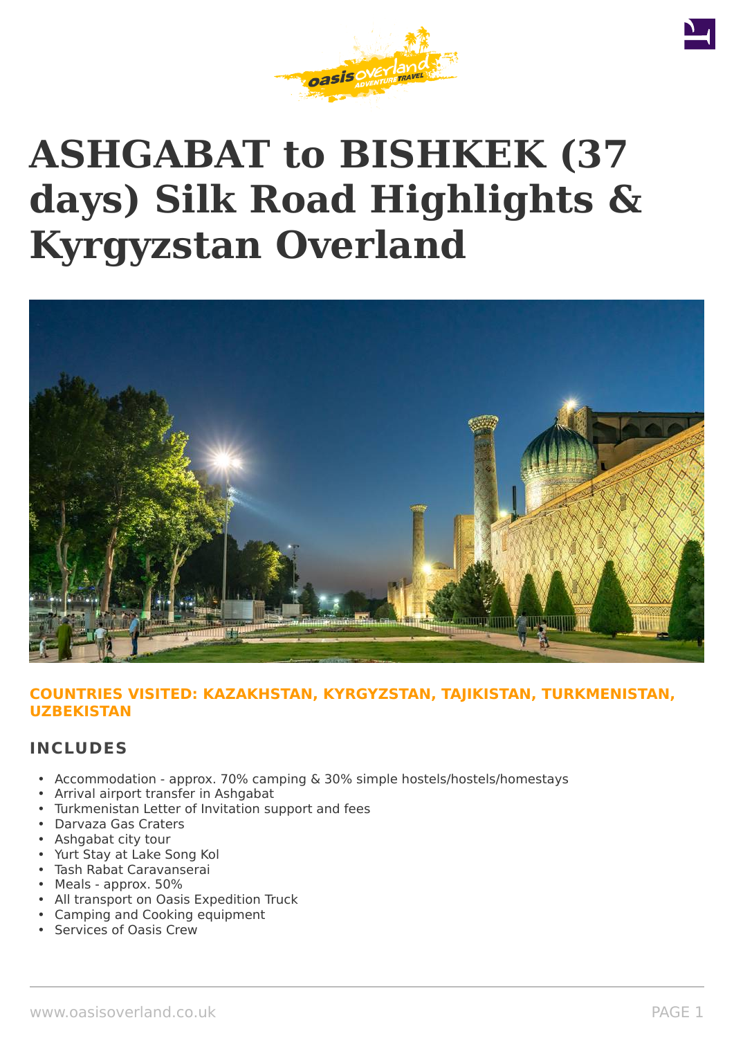# ASHGABAT to BISHKEK (37 days) Silk Road Highlights & Kyrgyzstan Overland

**COUNTRIES VISITED: KAZAKHSTAN, KYRGYZSTAN, TAJIKISTAN, TURKMENISTAN, UZBEKISTAN**

## INCLUDES

- Accommodation - approx. 70% camping & 30% simple hostels/hostels/homestays
- Arrival airport transfer in Ashgabat
- Turkmenistan Letter of Invitation support and fees
- Darvaza Gas Craters
- Ashgabat city tour
- Yurt Stay at Lake Song Kol
- Tash Rabat Caravanserai
- Meals - approx. 50%
- All transport on Oasis Expedition Truck
- Camping and Cooking equipment
- Services of Oasis Crew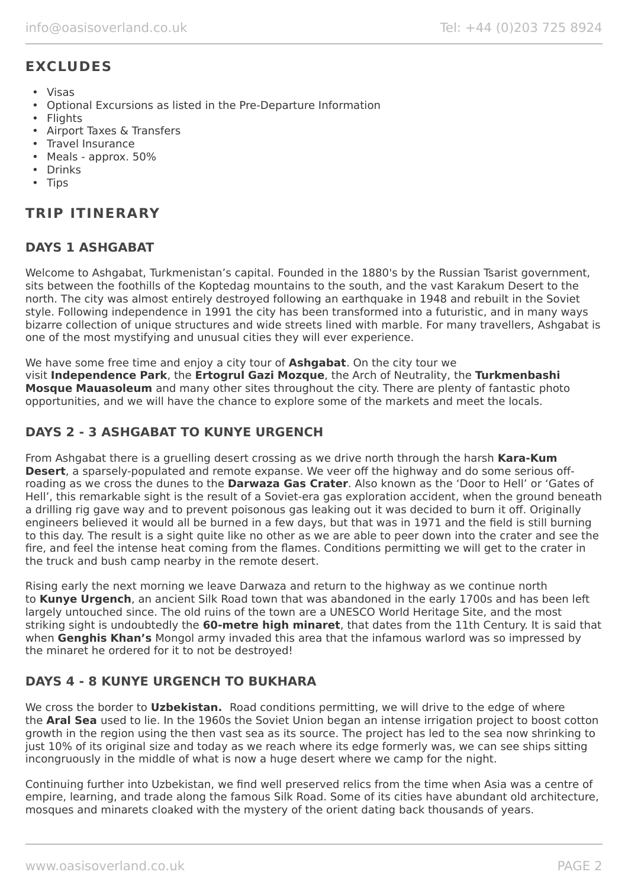## EXCLUDES

- Visas
- Optional Excursions as listed in the Pre-Departure Information
- Flights
- Airport Taxes & Transfers
- Travel Insurance
- Meals - approx. 50%
- Drinks
- Tips

## TRIP ITINERARY

### DAYS 1 ASHGABAT

Welcome to Ashgabat, Turkmenistan's capital. Founded in the 1880's by the Russian Tsarist government, sits between the foothills of the Koptedag mountains to the south, and the vast Karakum Desert to the north. The city was almost entirely destroyed following an earthquake in 1948 and rebuilt in the Soviet style. Following independence in 1991 the city has been transformed into a futuristic, and in many ways bizarre collection of unique structures and wide streets lined with marble. For many travellers, Ashgabat is one of the most mystifying and unusual cities they will ever experience.

We have some free time and enjoy a city tour of **Ashgabat**. On the city tour we visit **Independence Park**, the **Ertogrul Gazi Mozque**, the Arch of Neutrality, the **Turkmenbashi Mosque Mauasoleum** and many other sites throughout the city. There are plenty of fantastic photo opportunities, and we will have the chance to explore some of the markets and meet the locals.

### DAYS 2 - 3 ASHGABAT TO KUNYE URGENCH

From Ashgabat there is a gruelling desert crossing as we drive north through the harsh **Kara-Kum Desert**, a sparsely-populated and remote expanse. We veer off the highway and do some serious off-roading as we cross the dunes to the **Darwaza Gas Crater**. Also known as the 'Door to Hell' or 'Gates of Hell', this remarkable sight is the result of a Soviet-era gas exploration accident, when the ground beneath a drilling rig gave way and to prevent poisonous gas leaking out it was decided to burn it off. Originally engineers believed it would all be burned in a few days, but that was in 1971 and the field is still burning to this day. The result is a sight quite like no other as we are able to peer down into the crater and see the fire, and feel the intense heat coming from the flames. Conditions permitting we will get to the crater in the truck and bush camp nearby in the remote desert.

Rising early the next morning we leave Darwaza and return to the highway as we continue north to **Kunye Urgench**, an ancient Silk Road town that was abandoned in the early 1700s and has been left largely untouched since. The old ruins of the town are a UNESCO World Heritage Site, and the most striking sight is undoubtedly the **60-metre high minaret**, that dates from the 11th Century. It is said that when **Genghis Khan's** Mongol army invaded this area that the infamous warlord was so impressed by the minaret he ordered for it to not be destroyed!

### DAYS 4 - 8 KUNYE URGENCH TO BUKHARA

We cross the border to **Uzbekistan.** Road conditions permitting, we will drive to the edge of where the **Aral Sea** used to lie. In the 1960s the Soviet Union began an intense irrigation project to boost cotton growth in the region using the then vast sea as its source. The project has led to the sea now shrinking to just 10% of its original size and today as we reach where its edge formerly was, we can see ships sitting incongruously in the middle of what is now a huge desert where we camp for the night.

Continuing further into Uzbekistan, we find well preserved relics from the time when Asia was a centre of empire, learning, and trade along the famous Silk Road. Some of its cities have abundant old architecture, mosques and minarets cloaked with the mystery of the orient dating back thousands of years.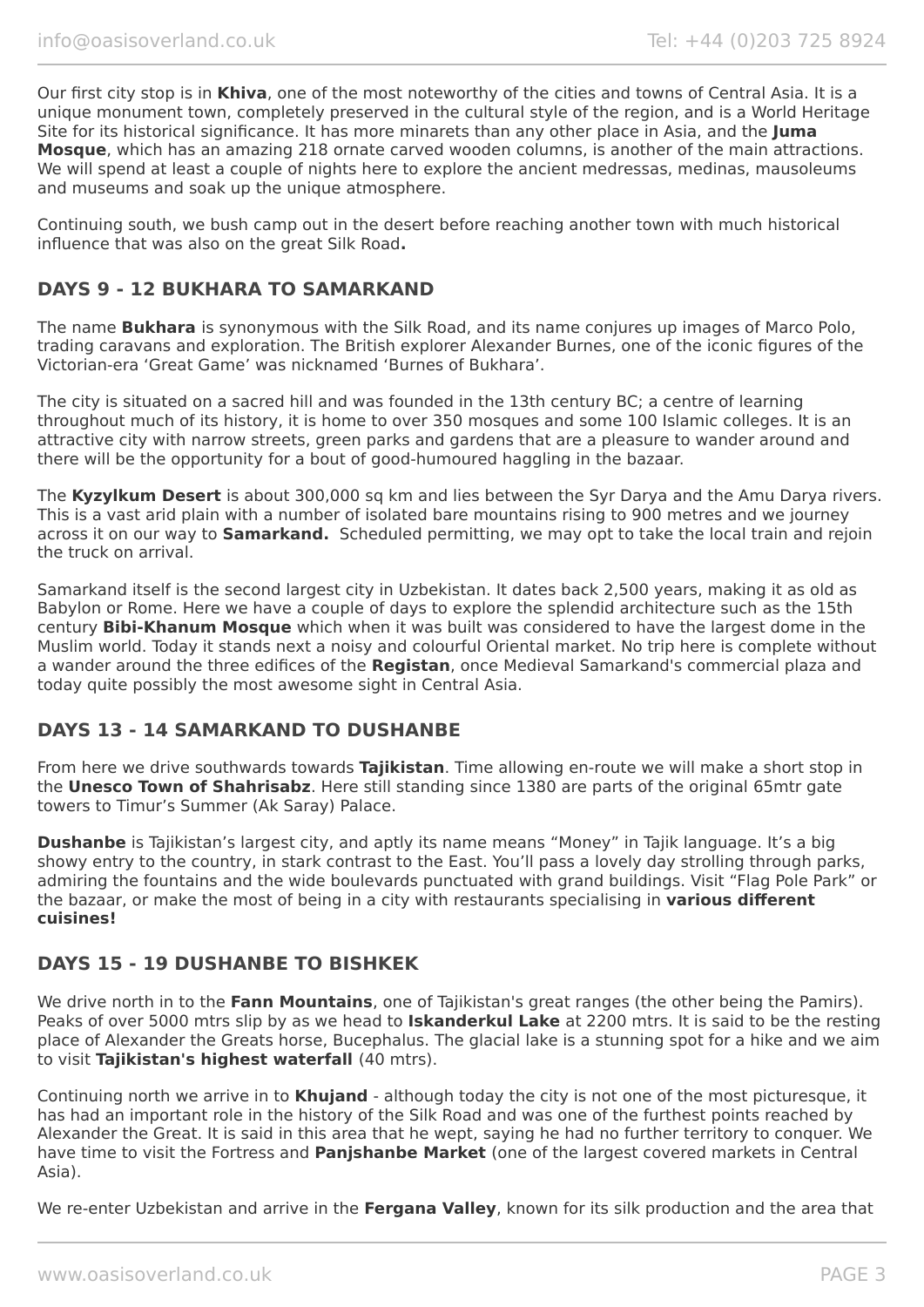Our first city stop is in **Khiva**, one of the most noteworthy of the cities and towns of Central Asia. It is a unique monument town, completely preserved in the cultural style of the region, and is a World Heritage Site for its historical significance. It has more minarets than any other place in Asia, and the **Juma Mosque**, which has an amazing 218 ornate carved wooden columns, is another of the main attractions. We will spend at least a couple of nights here to explore the ancient medressas, medinas, mausoleums and museums and soak up the unique atmosphere.

Continuing south, we bush camp out in the desert before reaching another town with much historical influence that was also on the great Silk Road**.**

## DAYS 9 - 12 BUKHARA TO SAMARKAND

The name **Bukhara** is synonymous with the Silk Road, and its name conjures up images of Marco Polo, trading caravans and exploration. The British explorer Alexander Burnes, one of the iconic figures of the Victorian-era 'Great Game' was nicknamed 'Burnes of Bukhara'.

The city is situated on a sacred hill and was founded in the 13th century BC; a centre of learning throughout much of its history, it is home to over 350 mosques and some 100 Islamic colleges. It is an attractive city with narrow streets, green parks and gardens that are a pleasure to wander around and there will be the opportunity for a bout of good-humoured haggling in the bazaar.

The **Kyzylkum Desert** is about 300,000 sq km and lies between the Syr Darya and the Amu Darya rivers. This is a vast arid plain with a number of isolated bare mountains rising to 900 metres and we journey across it on our way to **Samarkand.** Scheduled permitting, we may opt to take the local train and rejoin the truck on arrival.

Samarkand itself is the second largest city in Uzbekistan. It dates back 2,500 years, making it as old as Babylon or Rome. Here we have a couple of days to explore the splendid architecture such as the 15th century **Bibi-Khanum Mosque** which when it was built was considered to have the largest dome in the Muslim world. Today it stands next a noisy and colourful Oriental market. No trip here is complete without a wander around the three edifices of the **Registan**, once Medieval Samarkand's commercial plaza and today quite possibly the most awesome sight in Central Asia.

## DAYS 13 - 14 SAMARKAND TO DUSHANBE

From here we drive southwards towards **Tajikistan**. Time allowing en-route we will make a short stop in the **Unesco Town of Shahrisabz**. Here still standing since 1380 are parts of the original 65mtr gate towers to Timur's Summer (Ak Saray) Palace.

**Dushanbe** is Tajikistan's largest city, and aptly its name means "Money" in Tajik language. It's a big showy entry to the country, in stark contrast to the East. You'll pass a lovely day strolling through parks, admiring the fountains and the wide boulevards punctuated with grand buildings. Visit "Flag Pole Park" or the bazaar, or make the most of being in a city with restaurants specialising in **various different cuisines!**

## DAYS 15 - 19 DUSHANBE TO BISHKEK

We drive north in to the **Fann Mountains**, one of Tajikistan's great ranges (the other being the Pamirs). Peaks of over 5000 mtrs slip by as we head to **Iskanderkul Lake** at 2200 mtrs. It is said to be the resting place of Alexander the Greats horse, Bucephalus. The glacial lake is a stunning spot for a hike and we aim to visit **Tajikistan's highest waterfall** (40 mtrs).

Continuing north we arrive in to **Khujand** - although today the city is not one of the most picturesque, it has had an important role in the history of the Silk Road and was one of the furthest points reached by Alexander the Great. It is said in this area that he wept, saying he had no further territory to conquer. We have time to visit the Fortress and **Panjshanbe Market** (one of the largest covered markets in Central Asia).

We re-enter Uzbekistan and arrive in the **Fergana Valley**, known for its silk production and the area that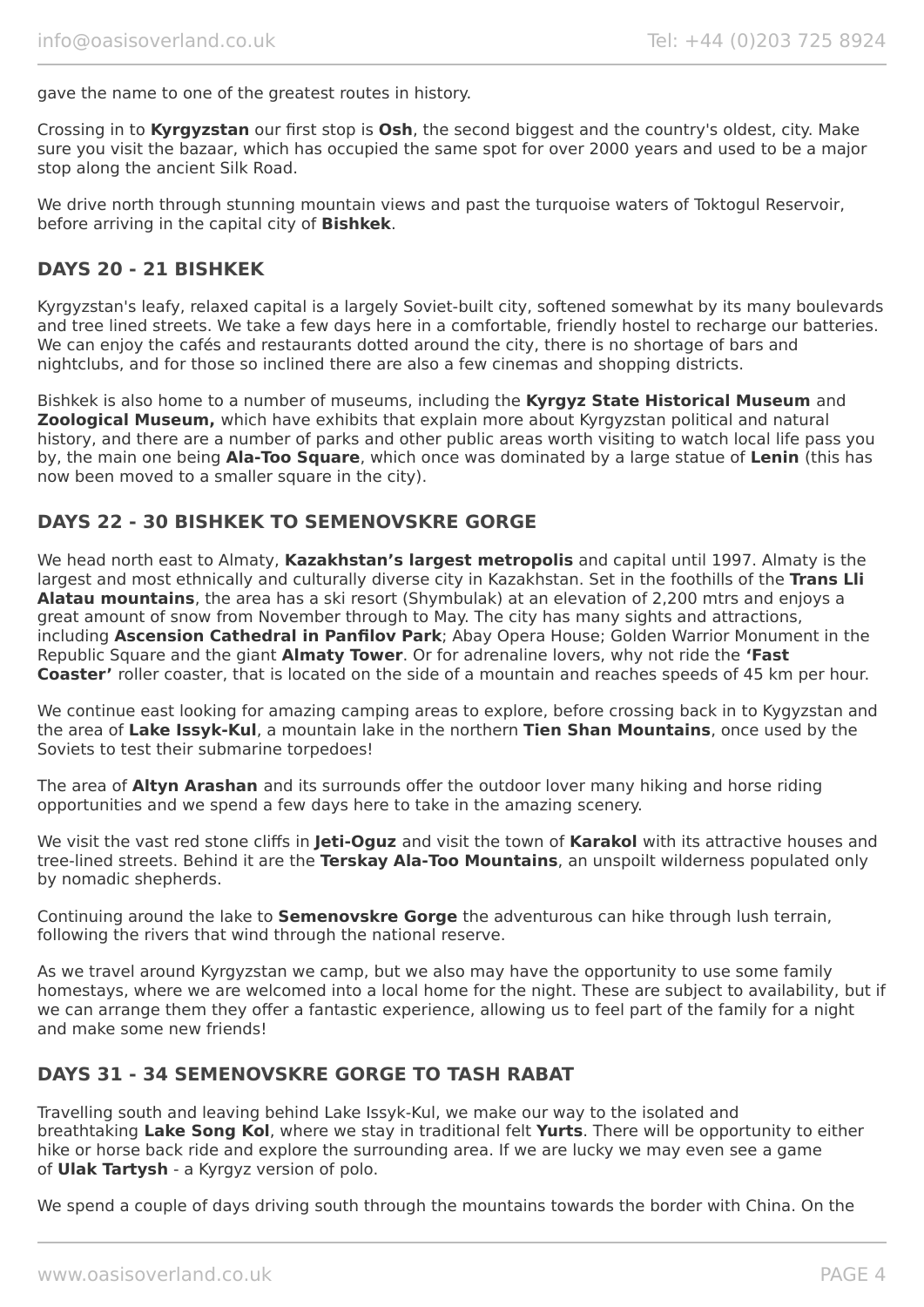gave the name to one of the greatest routes in history.

Crossing in to **Kyrgyzstan** our first stop is **Osh**, the second biggest and the country's oldest, city. Make sure you visit the bazaar, which has occupied the same spot for over 2000 years and used to be a major stop along the ancient Silk Road.

We drive north through stunning mountain views and past the turquoise waters of Toktogul Reservoir, before arriving in the capital city of **Bishkek**.

## DAYS 20 - 21 BISHKEK

Kyrgyzstan's leafy, relaxed capital is a largely Soviet-built city, softened somewhat by its many boulevards and tree lined streets. We take a few days here in a comfortable, friendly hostel to recharge our batteries. We can enjoy the cafés and restaurants dotted around the city, there is no shortage of bars and nightclubs, and for those so inclined there are also a few cinemas and shopping districts.

Bishkek is also home to a number of museums, including the **Kyrgyz State Historical Museum** and **Zoological Museum,** which have exhibits that explain more about Kyrgyzstan political and natural history, and there are a number of parks and other public areas worth visiting to watch local life pass you by, the main one being **Ala-Too Square**, which once was dominated by a large statue of **Lenin** (this has now been moved to a smaller square in the city).

## DAYS 22 - 30 BISHKEK TO SEMENOVSKRE GORGE

We head north east to Almaty, **Kazakhstan's largest metropolis** and capital until 1997. Almaty is the largest and most ethnically and culturally diverse city in Kazakhstan. Set in the foothills of the **Trans Lli Alatau mountains**, the area has a ski resort (Shymbulak) at an elevation of 2,200 mtrs and enjoys a great amount of snow from November through to May. The city has many sights and attractions, including **Ascension Cathedral in Panfilov Park**; Abay Opera House; Golden Warrior Monument in the Republic Square and the giant **Almaty Tower**. Or for adrenaline lovers, why not ride the **'Fast Coaster'** roller coaster, that is located on the side of a mountain and reaches speeds of 45 km per hour.

We continue east looking for amazing camping areas to explore, before crossing back in to Kygyzstan and the area of **Lake Issyk-Kul**, a mountain lake in the northern **Tien Shan Mountains**, once used by the Soviets to test their submarine torpedoes!

The area of **Altyn Arashan** and its surrounds offer the outdoor lover many hiking and horse riding opportunities and we spend a few days here to take in the amazing scenery.

We visit the vast red stone cliffs in **Jeti-Oguz** and visit the town of **Karakol** with its attractive houses and tree-lined streets. Behind it are the **Terskay Ala-Too Mountains**, an unspoilt wilderness populated only by nomadic shepherds.

Continuing around the lake to **Semenovskre Gorge** the adventurous can hike through lush terrain, following the rivers that wind through the national reserve.

As we travel around Kyrgyzstan we camp, but we also may have the opportunity to use some family homestays, where we are welcomed into a local home for the night. These are subject to availability, but if we can arrange them they offer a fantastic experience, allowing us to feel part of the family for a night and make some new friends!

## DAYS 31 - 34 SEMENOVSKRE GORGE TO TASH RABAT

Travelling south and leaving behind Lake Issyk-Kul, we make our way to the isolated and breathtaking **Lake Song Kol**, where we stay in traditional felt **Yurts**. There will be opportunity to either hike or horse back ride and explore the surrounding area. If we are lucky we may even see a game of **Ulak Tartysh** - a Kyrgyz version of polo.

We spend a couple of days driving south through the mountains towards the border with China. On the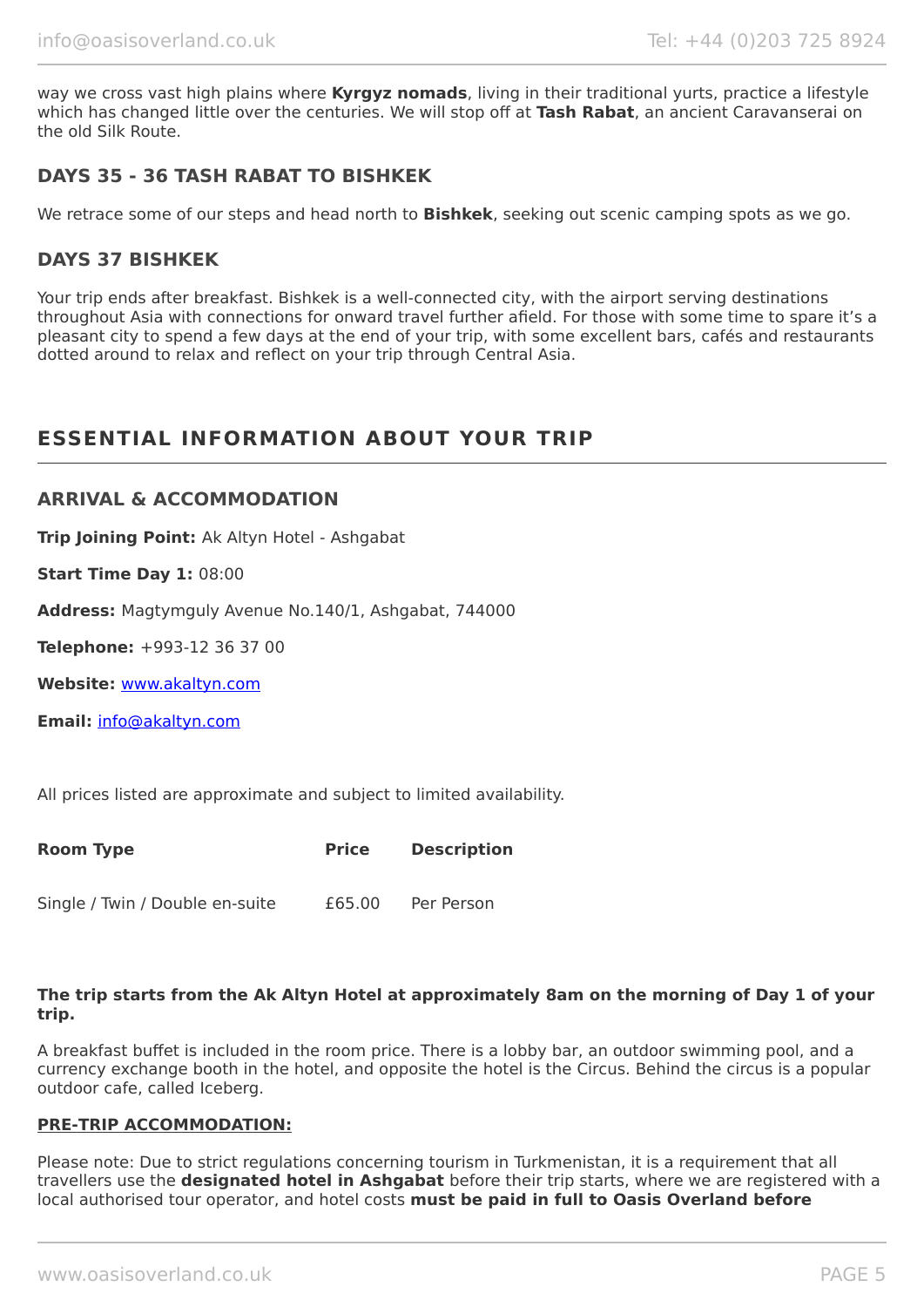way we cross vast high plains where **Kyrgyz nomads**, living in their traditional yurts, practice a lifestyle which has changed little over the centuries. We will stop off at **Tash Rabat**, an ancient Caravanserai on the old Silk Route.

### DAYS 35 - 36 TASH RABAT TO BISHKEK

We retrace some of our steps and head north to **Bishkek**, seeking out scenic camping spots as we go.

### DAYS 37 BISHKEK

Your trip ends after breakfast. Bishkek is a well-connected city, with the airport serving destinations throughout Asia with connections for onward travel further afield. For those with some time to spare it's a pleasant city to spend a few days at the end of your trip, with some excellent bars, cafés and restaurants dotted around to relax and reflect on your trip through Central Asia.

## ESSENTIAL INFORMATION ABOUT YOUR TRIP

### ARRIVAL & ACCOMMODATION

**Trip Joining Point:** Ak Altyn Hotel - Ashgabat

**Start Time Day 1:** 08:00

**Address:** Magtymguly Avenue No.140/1, Ashgabat, 744000

**Telephone:** +993-12 36 37 00

**Website:** [www.akaltyn.com](www.akaltyn.com)

**Email:** [info@akaltyn.com](mailto:info@akaltyn.com)

All prices listed are approximate and subject to limited availability.

| Room Type | Price | Description |
|---|---|---|
| Single / Twin / Double en-suite | £65.00 | Per Person |

**The trip starts from the Ak Altyn Hotel at approximately 8am on the morning of Day 1 of your trip.**

A breakfast buffet is included in the room price. There is a lobby bar, an outdoor swimming pool, and a currency exchange booth in the hotel, and opposite the hotel is the Circus. Behind the circus is a popular outdoor cafe, called Iceberg.

**PRE-TRIP ACCOMMODATION:**

Please note: Due to strict regulations concerning tourism in Turkmenistan, it is a requirement that all travellers use the **designated hotel in Ashgabat** before their trip starts, where we are registered with a local authorised tour operator, and hotel costs **must be paid in full to Oasis Overland before**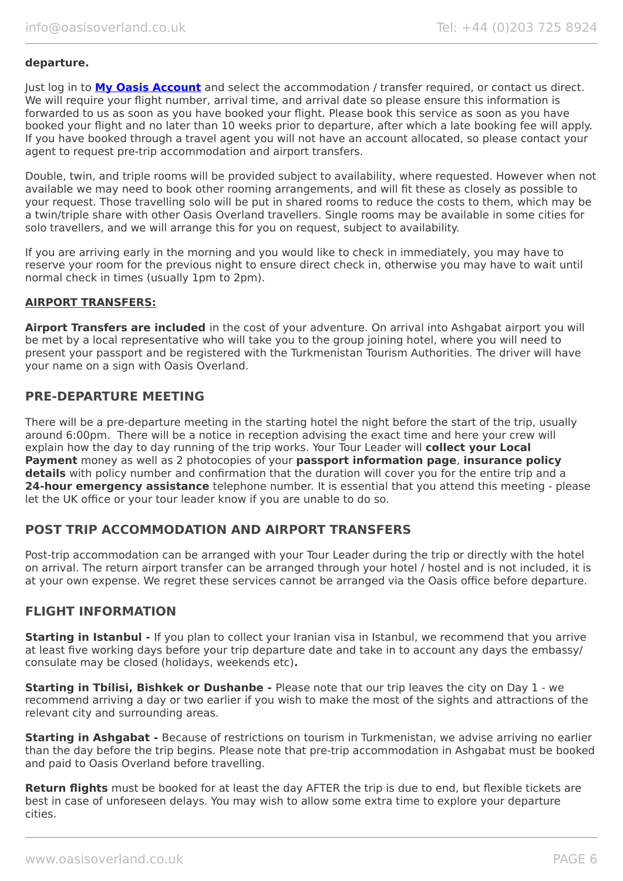**departure.**

Just log in to **[My Oasis Account]** and select the accommodation / transfer required, or contact us direct. We will require your flight number, arrival time, and arrival date so please ensure this information is forwarded to us as soon as you have booked your flight. Please book this service as soon as you have booked your flight and no later than 10 weeks prior to departure, after which a late booking fee will apply. If you have booked through a travel agent you will not have an account allocated, so please contact your agent to request pre-trip accommodation and airport transfers.

Double, twin, and triple rooms will be provided subject to availability, where requested. However when not available we may need to book other rooming arrangements, and will fit these as closely as possible to your request. Those travelling solo will be put in shared rooms to reduce the costs to them, which may be a twin/triple share with other Oasis Overland travellers. Single rooms may be available in some cities for solo travellers, and we will arrange this for you on request, subject to availability.

If you are arriving early in the morning and you would like to check in immediately, you may have to reserve your room for the previous night to ensure direct check in, otherwise you may have to wait until normal check in times (usually 1pm to 2pm).

**AIRPORT TRANSFERS:**

**Airport Transfers are included** in the cost of your adventure. On arrival into Ashgabat airport you will be met by a local representative who will take you to the group joining hotel, where you will need to present your passport and be registered with the Turkmenistan Tourism Authorities. The driver will have your name on a sign with Oasis Overland.

## PRE-DEPARTURE MEETING

There will be a pre-departure meeting in the starting hotel the night before the start of the trip, usually around 6:00pm. There will be a notice in reception advising the exact time and here your crew will explain how the day to day running of the trip works. Your Tour Leader will **collect your Local Payment** money as well as 2 photocopies of your **passport information page**, **insurance policy details** with policy number and confirmation that the duration will cover you for the entire trip and a **24-hour emergency assistance** telephone number. It is essential that you attend this meeting - please let the UK office or your tour leader know if you are unable to do so.

## POST TRIP ACCOMMODATION AND AIRPORT TRANSFERS

Post-trip accommodation can be arranged with your Tour Leader during the trip or directly with the hotel on arrival. The return airport transfer can be arranged through your hotel / hostel and is not included, it is at your own expense. We regret these services cannot be arranged via the Oasis office before departure.

## FLIGHT INFORMATION

**Starting in Istanbul -** If you plan to collect your Iranian visa in Istanbul, we recommend that you arrive at least five working days before your trip departure date and take in to account any days the embassy/consulate may be closed (holidays, weekends etc)**.**

**Starting in Tbilisi, Bishkek or Dushanbe -** Please note that our trip leaves the city on Day 1 - we recommend arriving a day or two earlier if you wish to make the most of the sights and attractions of the relevant city and surrounding areas.

**Starting in Ashgabat -** Because of restrictions on tourism in Turkmenistan, we advise arriving no earlier than the day before the trip begins. Please note that pre-trip accommodation in Ashgabat must be booked and paid to Oasis Overland before travelling.

**Return flights** must be booked for at least the day AFTER the trip is due to end, but flexible tickets are best in case of unforeseen delays. You may wish to allow some extra time to explore your departure cities.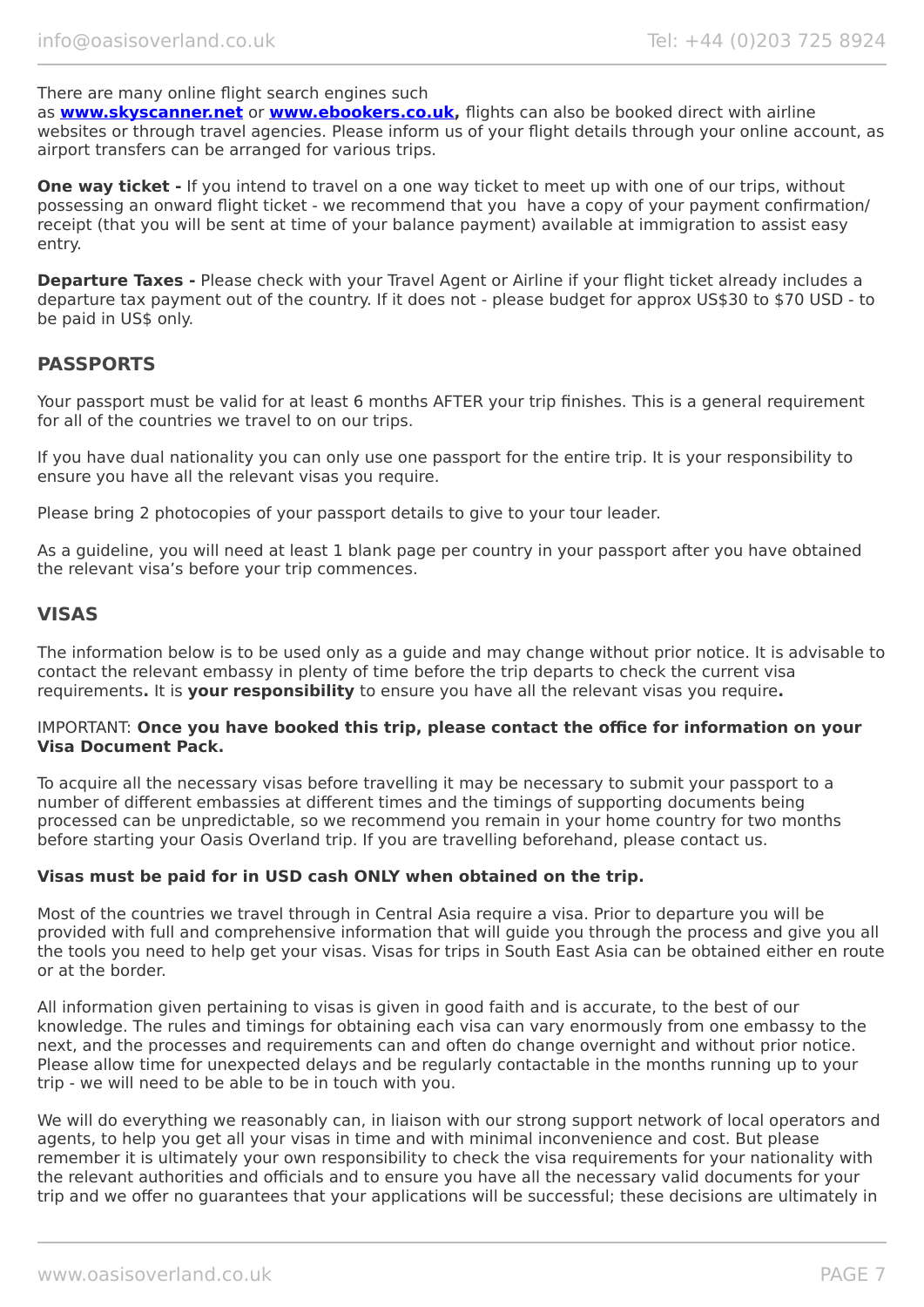There are many online flight search engines such as **www.skyscanner.net** or **www.ebookers.co.uk,** flights can also be booked direct with airline websites or through travel agencies. Please inform us of your flight details through your online account, as airport transfers can be arranged for various trips.

**One way ticket -** If you intend to travel on a one way ticket to meet up with one of our trips, without possessing an onward flight ticket - we recommend that you have a copy of your payment confirmation/ receipt (that you will be sent at time of your balance payment) available at immigration to assist easy entry.

**Departure Taxes -** Please check with your Travel Agent or Airline if your flight ticket already includes a departure tax payment out of the country. If it does not - please budget for approx US$30 to $70 USD - to be paid in US$ only.

## PASSPORTS

Your passport must be valid for at least 6 months AFTER your trip finishes. This is a general requirement for all of the countries we travel to on our trips.

If you have dual nationality you can only use one passport for the entire trip. It is your responsibility to ensure you have all the relevant visas you require.

Please bring 2 photocopies of your passport details to give to your tour leader.

As a guideline, you will need at least 1 blank page per country in your passport after you have obtained the relevant visa's before your trip commences.

## VISAS

The information below is to be used only as a guide and may change without prior notice. It is advisable to contact the relevant embassy in plenty of time before the trip departs to check the current visa requirements**.** It is **your responsibility** to ensure you have all the relevant visas you require**.**

IMPORTANT: **Once you have booked this trip, please contact the office for information on your Visa Document Pack.**

To acquire all the necessary visas before travelling it may be necessary to submit your passport to a number of different embassies at different times and the timings of supporting documents being processed can be unpredictable, so we recommend you remain in your home country for two months before starting your Oasis Overland trip. If you are travelling beforehand, please contact us.

**Visas must be paid for in USD cash ONLY when obtained on the trip.**

Most of the countries we travel through in Central Asia require a visa. Prior to departure you will be provided with full and comprehensive information that will guide you through the process and give you all the tools you need to help get your visas. Visas for trips in South East Asia can be obtained either en route or at the border.

All information given pertaining to visas is given in good faith and is accurate, to the best of our knowledge. The rules and timings for obtaining each visa can vary enormously from one embassy to the next, and the processes and requirements can and often do change overnight and without prior notice. Please allow time for unexpected delays and be regularly contactable in the months running up to your trip - we will need to be able to be in touch with you.

We will do everything we reasonably can, in liaison with our strong support network of local operators and agents, to help you get all your visas in time and with minimal inconvenience and cost. But please remember it is ultimately your own responsibility to check the visa requirements for your nationality with the relevant authorities and officials and to ensure you have all the necessary valid documents for your trip and we offer no guarantees that your applications will be successful; these decisions are ultimately in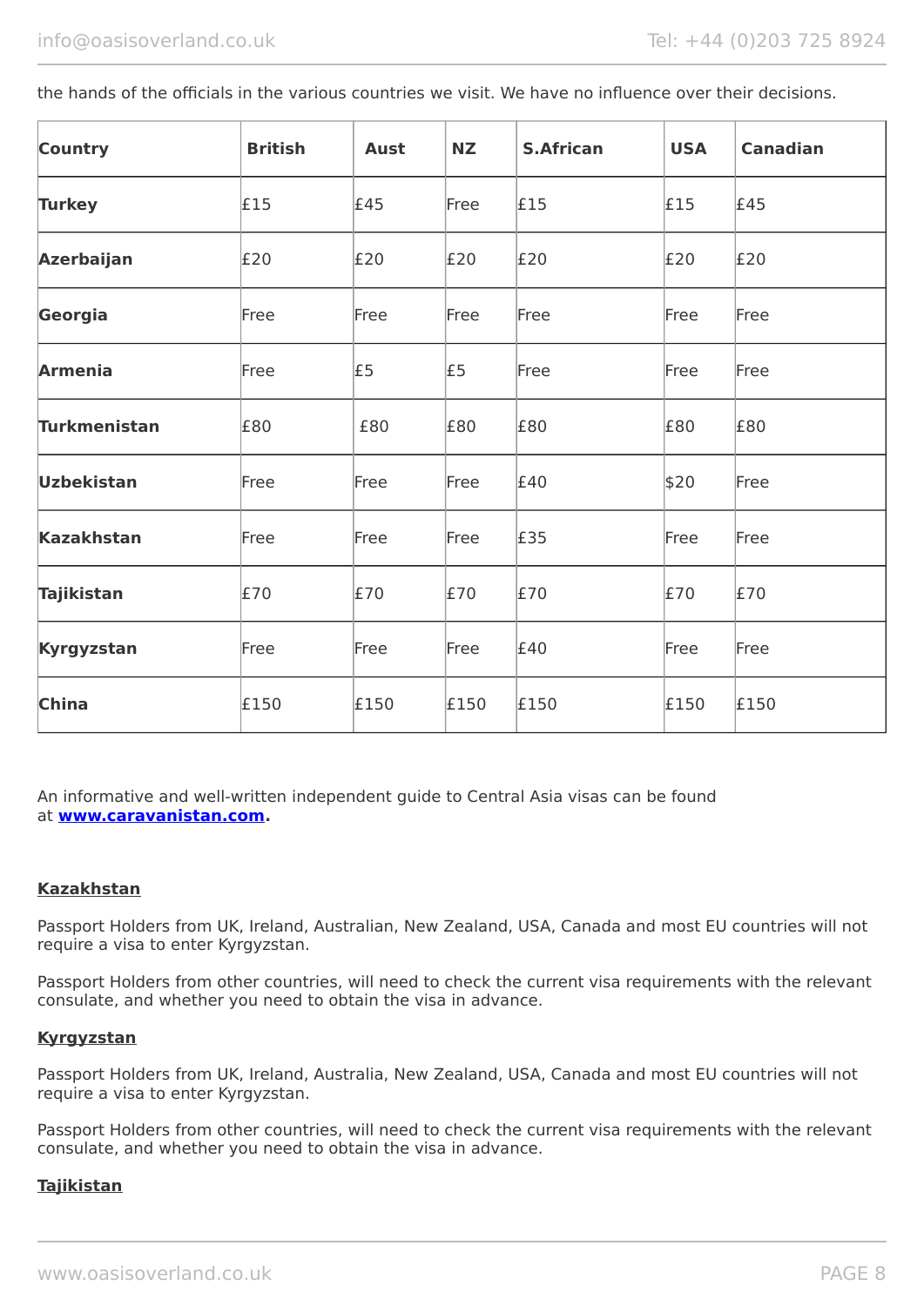the hands of the officials in the various countries we visit. We have no influence over their decisions.

| Country | British | Aust | NZ | S.African | USA | Canadian |
|---|---|---|---|---|---|---|
| **Turkey** | £15 | £45 | Free | £15 | £15 | £45 |
| **Azerbaijan** | £20 | £20 | £20 | £20 | £20 | £20 |
| **Georgia** | Free | Free | Free | Free | Free | Free |
| **Armenia** | Free | £5 | £5 | Free | Free | Free |
| **Turkmenistan** | £80 | £80 | £80 | £80 | £80 | £80 |
| **Uzbekistan** | Free | Free | Free | £40 | $20 | Free |
| **Kazakhstan** | Free | Free | Free | £35 | Free | Free |
| **Tajikistan** | £70 | £70 | £70 | £70 | £70 | £70 |
| **Kyrgyzstan** | Free | Free | Free | £40 | Free | Free |
| **China** | £150 | £150 | £150 | £150 | £150 | £150 |

An informative and well-written independent guide to Central Asia visas can be found at **www.caravanistan.com**.

**Kazakhstan**

Passport Holders from UK, Ireland, Australian, New Zealand, USA, Canada and most EU countries will not require a visa to enter Kyrgyzstan.

Passport Holders from other countries, will need to check the current visa requirements with the relevant consulate, and whether you need to obtain the visa in advance.

**Kyrgyzstan**

Passport Holders from UK, Ireland, Australia, New Zealand, USA, Canada and most EU countries will not require a visa to enter Kyrgyzstan.

Passport Holders from other countries, will need to check the current visa requirements with the relevant consulate, and whether you need to obtain the visa in advance.

**Tajikistan**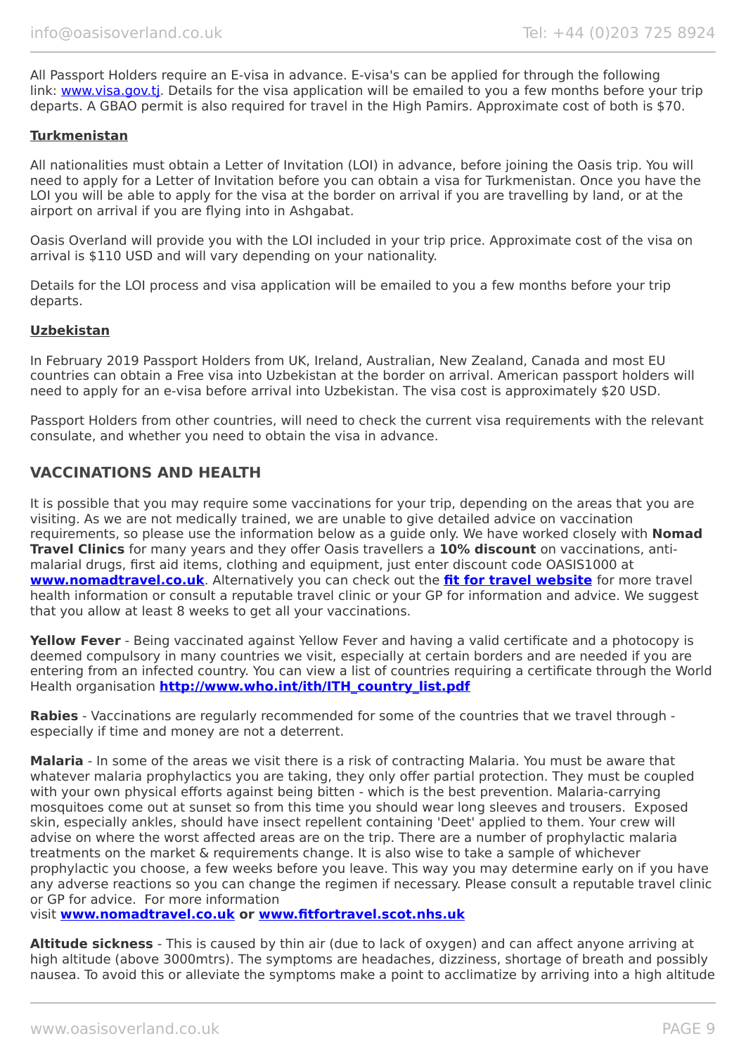All Passport Holders require an E-visa in advance. E-visa's can be applied for through the following link: [www.visa.gov.tj](http://www.visa.gov.tj). Details for the visa application will be emailed to you a few months before your trip departs. A GBAO permit is also required for travel in the High Pamirs. Approximate cost of both is $70.

**Turkmenistan**

All nationalities must obtain a Letter of Invitation (LOI) in advance, before joining the Oasis trip. You will need to apply for a Letter of Invitation before you can obtain a visa for Turkmenistan. Once you have the LOI you will be able to apply for the visa at the border on arrival if you are travelling by land, or at the airport on arrival if you are flying into in Ashgabat.

Oasis Overland will provide you with the LOI included in your trip price. Approximate cost of the visa on arrival is $110 USD and will vary depending on your nationality.

Details for the LOI process and visa application will be emailed to you a few months before your trip departs.

**Uzbekistan**

In February 2019 Passport Holders from UK, Ireland, Australian, New Zealand, Canada and most EU countries can obtain a Free visa into Uzbekistan at the border on arrival. American passport holders will need to apply for an e-visa before arrival into Uzbekistan. The visa cost is approximately $20 USD.

Passport Holders from other countries, will need to check the current visa requirements with the relevant consulate, and whether you need to obtain the visa in advance.

## VACCINATIONS AND HEALTH

It is possible that you may require some vaccinations for your trip, depending on the areas that you are visiting. As we are not medically trained, we are unable to give detailed advice on vaccination requirements, so please use the information below as a guide only. We have worked closely with **Nomad Travel Clinics** for many years and they offer Oasis travellers a **10% discount** on vaccinations, anti-malarial drugs, first aid items, clothing and equipment, just enter discount code OASIS1000 at **[www.nomadtravel.co.uk](http://www.nomadtravel.co.uk)**. Alternatively you can check out the **fit for travel website** for more travel health information or consult a reputable travel clinic or your GP for information and advice. We suggest that you allow at least 8 weeks to get all your vaccinations.

**Yellow Fever** - Being vaccinated against Yellow Fever and having a valid certificate and a photocopy is deemed compulsory in many countries we visit, especially at certain borders and are needed if you are entering from an infected country. You can view a list of countries requiring a certificate through the World Health organisation **http://www.who.int/ith/ITH_country_list.pdf**

**Rabies** - Vaccinations are regularly recommended for some of the countries that we travel through - especially if time and money are not a deterrent.

**Malaria** - In some of the areas we visit there is a risk of contracting Malaria. You must be aware that whatever malaria prophylactics you are taking, they only offer partial protection. They must be coupled with your own physical efforts against being bitten - which is the best prevention. Malaria-carrying mosquitoes come out at sunset so from this time you should wear long sleeves and trousers. Exposed skin, especially ankles, should have insect repellent containing 'Deet' applied to them. Your crew will advise on where the worst affected areas are on the trip. There are a number of prophylactic malaria treatments on the market & requirements change. It is also wise to take a sample of whichever prophylactic you choose, a few weeks before you leave. This way you may determine early on if you have any adverse reactions so you can change the regimen if necessary. Please consult a reputable travel clinic or GP for advice. For more information visit **[www.nomadtravel.co.uk](http://www.nomadtravel.co.uk) or [www.fitfortravel.scot.nhs.uk](http://www.fitfortravel.scot.nhs.uk)**

**Altitude sickness** - This is caused by thin air (due to lack of oxygen) and can affect anyone arriving at high altitude (above 3000mtrs). The symptoms are headaches, dizziness, shortage of breath and possibly nausea. To avoid this or alleviate the symptoms make a point to acclimatize by arriving into a high altitude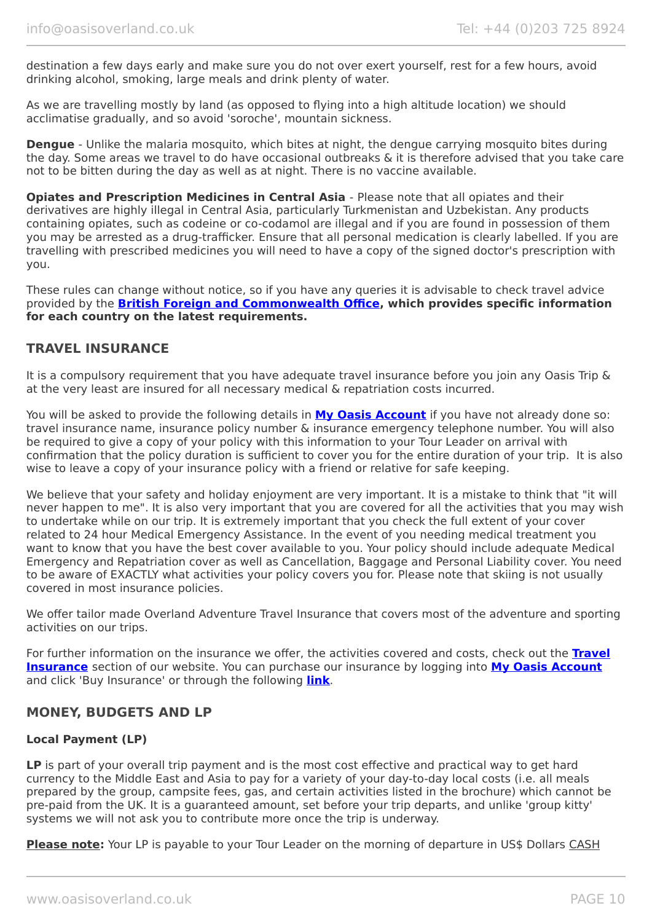destination a few days early and make sure you do not over exert yourself, rest for a few hours, avoid drinking alcohol, smoking, large meals and drink plenty of water.

As we are travelling mostly by land (as opposed to flying into a high altitude location) we should acclimatise gradually, and so avoid 'soroche', mountain sickness.

**Dengue** - Unlike the malaria mosquito, which bites at night, the dengue carrying mosquito bites during the day. Some areas we travel to do have occasional outbreaks & it is therefore advised that you take care not to be bitten during the day as well as at night. There is no vaccine available.

**Opiates and Prescription Medicines in Central Asia** - Please note that all opiates and their derivatives are highly illegal in Central Asia, particularly Turkmenistan and Uzbekistan. Any products containing opiates, such as codeine or co-codamol are illegal and if you are found in possession of them you may be arrested as a drug-trafficker. Ensure that all personal medication is clearly labelled. If you are travelling with prescribed medicines you will need to have a copy of the signed doctor's prescription with you.

These rules can change without notice, so if you have any queries it is advisable to check travel advice provided by the **British Foreign and Commonwealth Office, which provides specific information for each country on the latest requirements.**

## TRAVEL INSURANCE

It is a compulsory requirement that you have adequate travel insurance before you join any Oasis Trip & at the very least are insured for all necessary medical & repatriation costs incurred.

You will be asked to provide the following details in **My Oasis Account** if you have not already done so: travel insurance name, insurance policy number & insurance emergency telephone number. You will also be required to give a copy of your policy with this information to your Tour Leader on arrival with confirmation that the policy duration is sufficient to cover you for the entire duration of your trip. It is also wise to leave a copy of your insurance policy with a friend or relative for safe keeping.

We believe that your safety and holiday enjoyment are very important. It is a mistake to think that "it will never happen to me". It is also very important that you are covered for all the activities that you may wish to undertake while on our trip. It is extremely important that you check the full extent of your cover related to 24 hour Medical Emergency Assistance. In the event of you needing medical treatment you want to know that you have the best cover available to you. Your policy should include adequate Medical Emergency and Repatriation cover as well as Cancellation, Baggage and Personal Liability cover. You need to be aware of EXACTLY what activities your policy covers you for. Please note that skiing is not usually covered in most insurance policies.

We offer tailor made Overland Adventure Travel Insurance that covers most of the adventure and sporting activities on our trips.

For further information on the insurance we offer, the activities covered and costs, check out the **Travel Insurance** section of our website. You can purchase our insurance by logging into **My Oasis Account** and click 'Buy Insurance' or through the following **link**.

## MONEY, BUDGETS AND LP

### Local Payment (LP)

**LP** is part of your overall trip payment and is the most cost effective and practical way to get hard currency to the Middle East and Asia to pay for a variety of your day-to-day local costs (i.e. all meals prepared by the group, campsite fees, gas, and certain activities listed in the brochure) which cannot be pre-paid from the UK. It is a guaranteed amount, set before your trip departs, and unlike 'group kitty' systems we will not ask you to contribute more once the trip is underway.

**Please note:** Your LP is payable to your Tour Leader on the morning of departure in US$ Dollars CASH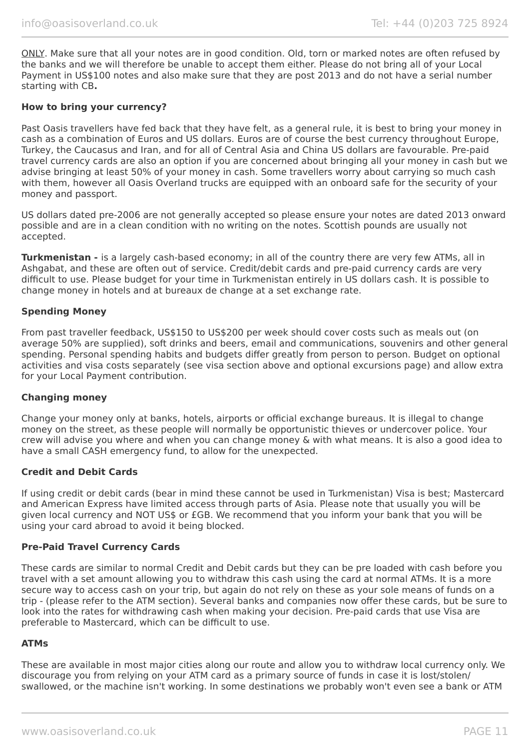ONLY. Make sure that all your notes are in good condition. Old, torn or marked notes are often refused by the banks and we will therefore be unable to accept them either. Please do not bring all of your Local Payment in US$100 notes and also make sure that they are post 2013 and do not have a serial number starting with CB**.**

**How to bring your currency?**

Past Oasis travellers have fed back that they have felt, as a general rule, it is best to bring your money in cash as a combination of Euros and US dollars. Euros are of course the best currency throughout Europe, Turkey, the Caucasus and Iran, and for all of Central Asia and China US dollars are favourable. Pre-paid travel currency cards are also an option if you are concerned about bringing all your money in cash but we advise bringing at least 50% of your money in cash. Some travellers worry about carrying so much cash with them, however all Oasis Overland trucks are equipped with an onboard safe for the security of your money and passport.

US dollars dated pre-2006 are not generally accepted so please ensure your notes are dated 2013 onward possible and are in a clean condition with no writing on the notes. Scottish pounds are usually not accepted.

**Turkmenistan -** is a largely cash-based economy; in all of the country there are very few ATMs, all in Ashgabat, and these are often out of service. Credit/debit cards and pre-paid currency cards are very difficult to use. Please budget for your time in Turkmenistan entirely in US dollars cash. It is possible to change money in hotels and at bureaux de change at a set exchange rate.

**Spending Money**

From past traveller feedback, US$150 to US$200 per week should cover costs such as meals out (on average 50% are supplied), soft drinks and beers, email and communications, souvenirs and other general spending. Personal spending habits and budgets differ greatly from person to person. Budget on optional activities and visa costs separately (see visa section above and optional excursions page) and allow extra for your Local Payment contribution.

**Changing money**

Change your money only at banks, hotels, airports or official exchange bureaus. It is illegal to change money on the street, as these people will normally be opportunistic thieves or undercover police. Your crew will advise you where and when you can change money & with what means. It is also a good idea to have a small CASH emergency fund, to allow for the unexpected.

**Credit and Debit Cards**

If using credit or debit cards (bear in mind these cannot be used in Turkmenistan) Visa is best; Mastercard and American Express have limited access through parts of Asia. Please note that usually you will be given local currency and NOT US$ or £GB. We recommend that you inform your bank that you will be using your card abroad to avoid it being blocked.

**Pre-Paid Travel Currency Cards**

These cards are similar to normal Credit and Debit cards but they can be pre loaded with cash before you travel with a set amount allowing you to withdraw this cash using the card at normal ATMs. It is a more secure way to access cash on your trip, but again do not rely on these as your sole means of funds on a trip - (please refer to the ATM section). Several banks and companies now offer these cards, but be sure to look into the rates for withdrawing cash when making your decision. Pre-paid cards that use Visa are preferable to Mastercard, which can be difficult to use.

**ATMs**

These are available in most major cities along our route and allow you to withdraw local currency only. We discourage you from relying on your ATM card as a primary source of funds in case it is lost/stolen/swallowed, or the machine isn't working. In some destinations we probably won't even see a bank or ATM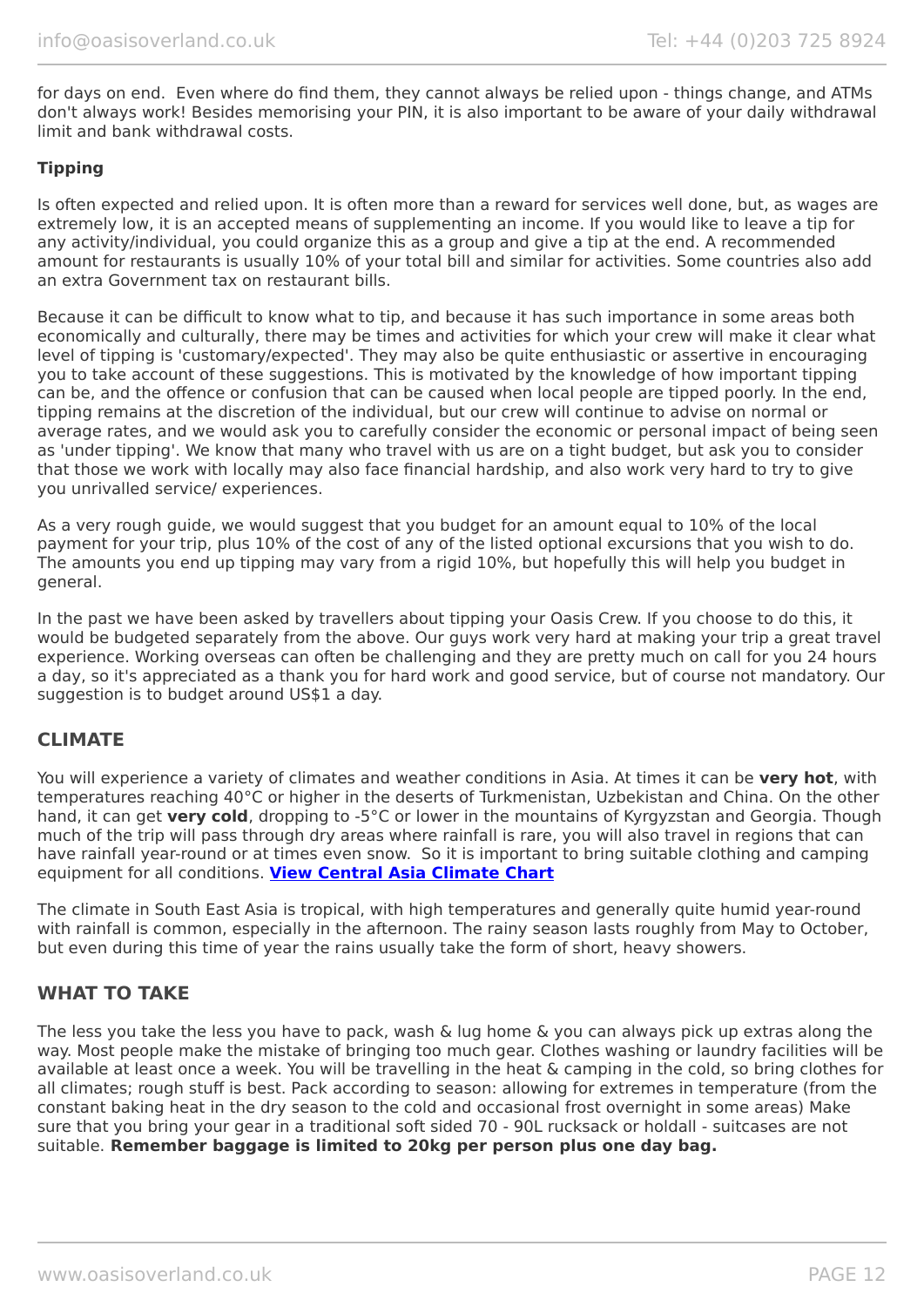for days on end.  Even where do find them, they cannot always be relied upon - things change, and ATMs don't always work! Besides memorising your PIN, it is also important to be aware of your daily withdrawal limit and bank withdrawal costs.

**Tipping**

Is often expected and relied upon. It is often more than a reward for services well done, but, as wages are extremely low, it is an accepted means of supplementing an income. If you would like to leave a tip for any activity/individual, you could organize this as a group and give a tip at the end. A recommended amount for restaurants is usually 10% of your total bill and similar for activities. Some countries also add an extra Government tax on restaurant bills.

Because it can be difficult to know what to tip, and because it has such importance in some areas both economically and culturally, there may be times and activities for which your crew will make it clear what level of tipping is 'customary/expected'. They may also be quite enthusiastic or assertive in encouraging you to take account of these suggestions. This is motivated by the knowledge of how important tipping can be, and the offence or confusion that can be caused when local people are tipped poorly. In the end, tipping remains at the discretion of the individual, but our crew will continue to advise on normal or average rates, and we would ask you to carefully consider the economic or personal impact of being seen as 'under tipping'. We know that many who travel with us are on a tight budget, but ask you to consider that those we work with locally may also face financial hardship, and also work very hard to try to give you unrivalled service/ experiences.

As a very rough guide, we would suggest that you budget for an amount equal to 10% of the local payment for your trip, plus 10% of the cost of any of the listed optional excursions that you wish to do. The amounts you end up tipping may vary from a rigid 10%, but hopefully this will help you budget in general.

In the past we have been asked by travellers about tipping your Oasis Crew. If you choose to do this, it would be budgeted separately from the above. Our guys work very hard at making your trip a great travel experience. Working overseas can often be challenging and they are pretty much on call for you 24 hours a day, so it's appreciated as a thank you for hard work and good service, but of course not mandatory. Our suggestion is to budget around US$1 a day.

## CLIMATE

You will experience a variety of climates and weather conditions in Asia. At times it can be **very hot**, with temperatures reaching 40°C or higher in the deserts of Turkmenistan, Uzbekistan and China. On the other hand, it can get **very cold**, dropping to -5°C or lower in the mountains of Kyrgyzstan and Georgia. Though much of the trip will pass through dry areas where rainfall is rare, you will also travel in regions that can have rainfall year-round or at times even snow.  So it is important to bring suitable clothing and camping equipment for all conditions. **View Central Asia Climate Chart**

The climate in South East Asia is tropical, with high temperatures and generally quite humid year-round with rainfall is common, especially in the afternoon. The rainy season lasts roughly from May to October, but even during this time of year the rains usually take the form of short, heavy showers.

## WHAT TO TAKE

The less you take the less you have to pack, wash & lug home & you can always pick up extras along the way. Most people make the mistake of bringing too much gear. Clothes washing or laundry facilities will be available at least once a week. You will be travelling in the heat & camping in the cold, so bring clothes for all climates; rough stuff is best. Pack according to season: allowing for extremes in temperature (from the constant baking heat in the dry season to the cold and occasional frost overnight in some areas) Make sure that you bring your gear in a traditional soft sided 70 - 90L rucksack or holdall - suitcases are not suitable. **Remember baggage is limited to 20kg per person plus one day bag.**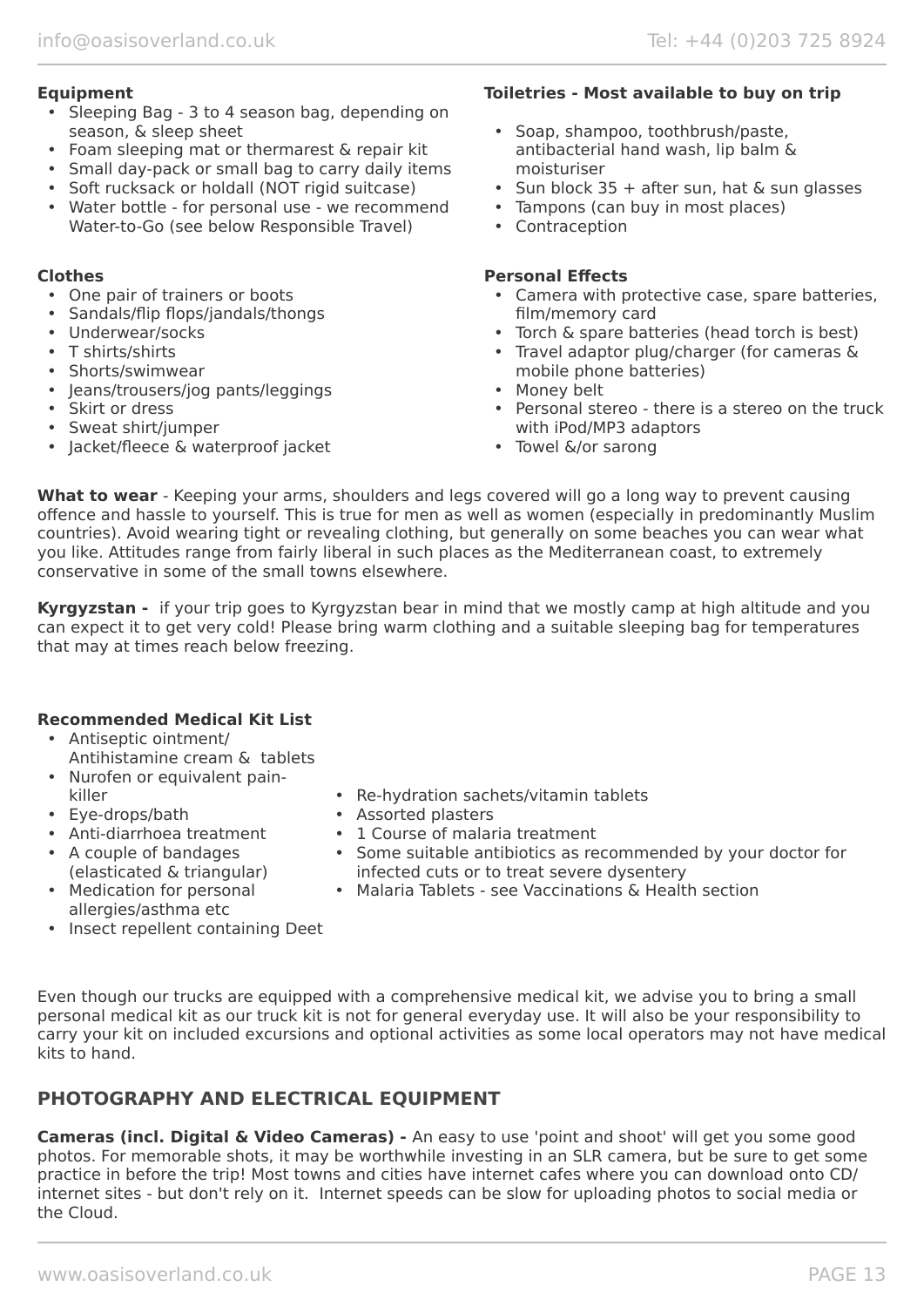**Equipment**

- Sleeping Bag - 3 to 4 season bag, depending on season, & sleep sheet
- Foam sleeping mat or thermarest & repair kit
- Small day-pack or small bag to carry daily items
- Soft rucksack or holdall (NOT rigid suitcase)
- Water bottle - for personal use - we recommend Water-to-Go (see below Responsible Travel)

**Clothes**

- One pair of trainers or boots
- Sandals/flip flops/jandals/thongs
- Underwear/socks
- T shirts/shirts
- Shorts/swimwear
- Jeans/trousers/jog pants/leggings
- Skirt or dress
- Sweat shirt/jumper
- Jacket/fleece & waterproof jacket

**Toiletries - Most available to buy on trip**

- Soap, shampoo, toothbrush/paste, antibacterial hand wash, lip balm & moisturiser
- Sun block 35 + after sun, hat & sun glasses
- Tampons (can buy in most places)
- Contraception

**Personal Effects**

- Camera with protective case, spare batteries, film/memory card
- Torch & spare batteries (head torch is best)
- Travel adaptor plug/charger (for cameras & mobile phone batteries)
- Money belt
- Personal stereo - there is a stereo on the truck with iPod/MP3 adaptors
- Towel &/or sarong

**What to wear** - Keeping your arms, shoulders and legs covered will go a long way to prevent causing offence and hassle to yourself. This is true for men as well as women (especially in predominantly Muslim countries). Avoid wearing tight or revealing clothing, but generally on some beaches you can wear what you like. Attitudes range from fairly liberal in such places as the Mediterranean coast, to extremely conservative in some of the small towns elsewhere.

**Kyrgyzstan -** if your trip goes to Kyrgyzstan bear in mind that we mostly camp at high altitude and you can expect it to get very cold! Please bring warm clothing and a suitable sleeping bag for temperatures that may at times reach below freezing.

**Recommended Medical Kit List**

- Antiseptic ointment/ Antihistamine cream & tablets
- Nurofen or equivalent pain-killer
- Eye-drops/bath
- Anti-diarrhoea treatment
- A couple of bandages (elasticated & triangular)
- Medication for personal allergies/asthma etc
- Insect repellent containing Deet
- Re-hydration sachets/vitamin tablets
- Assorted plasters
- 1 Course of malaria treatment
- Some suitable antibiotics as recommended by your doctor for infected cuts or to treat severe dysentery
- Malaria Tablets - see Vaccinations & Health section

Even though our trucks are equipped with a comprehensive medical kit, we advise you to bring a small personal medical kit as our truck kit is not for general everyday use. It will also be your responsibility to carry your kit on included excursions and optional activities as some local operators may not have medical kits to hand.

## PHOTOGRAPHY AND ELECTRICAL EQUIPMENT

**Cameras (incl. Digital & Video Cameras) -** An easy to use 'point and shoot' will get you some good photos. For memorable shots, it may be worthwhile investing in an SLR camera, but be sure to get some practice in before the trip! Most towns and cities have internet cafes where you can download onto CD/ internet sites - but don't rely on it. Internet speeds can be slow for uploading photos to social media or the Cloud.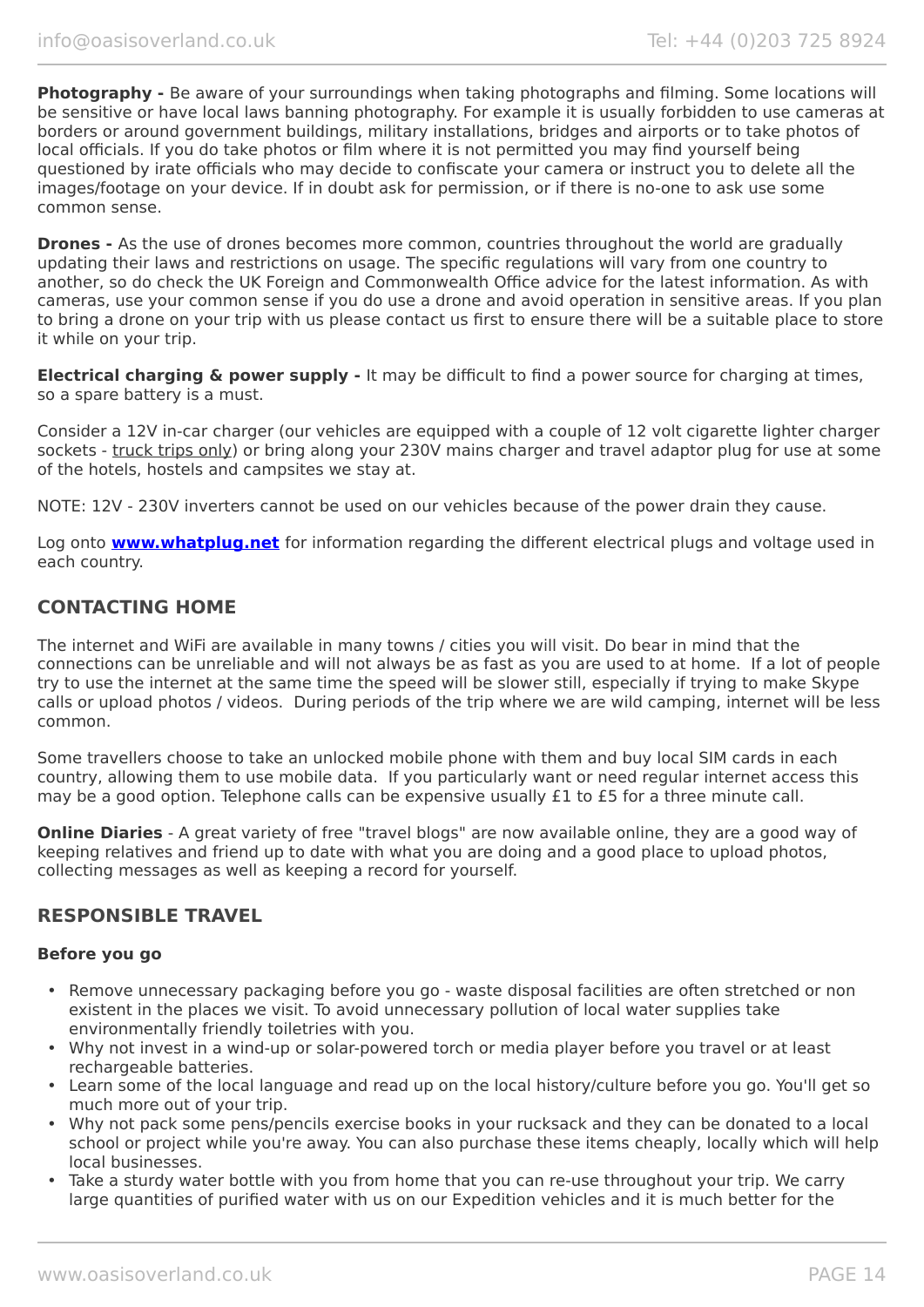**Photography -** Be aware of your surroundings when taking photographs and filming. Some locations will be sensitive or have local laws banning photography. For example it is usually forbidden to use cameras at borders or around government buildings, military installations, bridges and airports or to take photos of local officials. If you do take photos or film where it is not permitted you may find yourself being questioned by irate officials who may decide to confiscate your camera or instruct you to delete all the images/footage on your device. If in doubt ask for permission, or if there is no-one to ask use some common sense.

**Drones -** As the use of drones becomes more common, countries throughout the world are gradually updating their laws and restrictions on usage. The specific regulations will vary from one country to another, so do check the UK Foreign and Commonwealth Office advice for the latest information. As with cameras, use your common sense if you do use a drone and avoid operation in sensitive areas. If you plan to bring a drone on your trip with us please contact us first to ensure there will be a suitable place to store it while on your trip.

**Electrical charging & power supply -** It may be difficult to find a power source for charging at times, so a spare battery is a must.

Consider a 12V in-car charger (our vehicles are equipped with a couple of 12 volt cigarette lighter charger sockets - truck trips only) or bring along your 230V mains charger and travel adaptor plug for use at some of the hotels, hostels and campsites we stay at.

NOTE: 12V - 230V inverters cannot be used on our vehicles because of the power drain they cause.

Log onto **www.whatplug.net** for information regarding the different electrical plugs and voltage used in each country.

## CONTACTING HOME

The internet and WiFi are available in many towns / cities you will visit. Do bear in mind that the connections can be unreliable and will not always be as fast as you are used to at home. If a lot of people try to use the internet at the same time the speed will be slower still, especially if trying to make Skype calls or upload photos / videos. During periods of the trip where we are wild camping, internet will be less common.

Some travellers choose to take an unlocked mobile phone with them and buy local SIM cards in each country, allowing them to use mobile data. If you particularly want or need regular internet access this may be a good option. Telephone calls can be expensive usually £1 to £5 for a three minute call.

**Online Diaries** - A great variety of free "travel blogs" are now available online, they are a good way of keeping relatives and friend up to date with what you are doing and a good place to upload photos, collecting messages as well as keeping a record for yourself.

## RESPONSIBLE TRAVEL

### Before you go

- Remove unnecessary packaging before you go - waste disposal facilities are often stretched or non existent in the places we visit. To avoid unnecessary pollution of local water supplies take environmentally friendly toiletries with you.
- Why not invest in a wind-up or solar-powered torch or media player before you travel or at least rechargeable batteries.
- Learn some of the local language and read up on the local history/culture before you go. You'll get so much more out of your trip.
- Why not pack some pens/pencils exercise books in your rucksack and they can be donated to a local school or project while you're away. You can also purchase these items cheaply, locally which will help local businesses.
- Take a sturdy water bottle with you from home that you can re-use throughout your trip. We carry large quantities of purified water with us on our Expedition vehicles and it is much better for the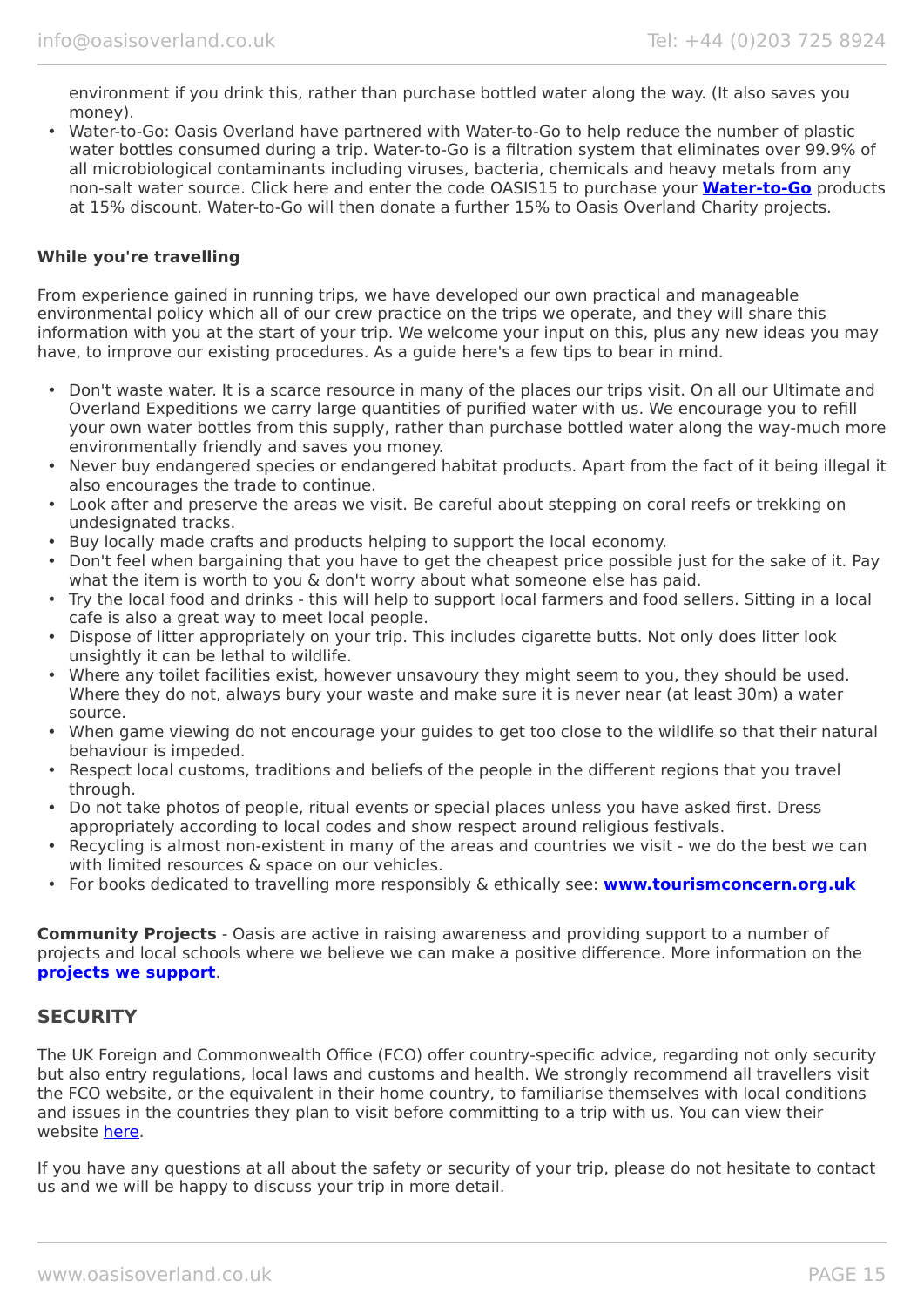environment if you drink this, rather than purchase bottled water along the way. (It also saves you money).

- Water-to-Go: Oasis Overland have partnered with Water-to-Go to help reduce the number of plastic water bottles consumed during a trip. Water-to-Go is a filtration system that eliminates over 99.9% of all microbiological contaminants including viruses, bacteria, chemicals and heavy metals from any non-salt water source. Click here and enter the code OASIS15 to purchase your **Water-to-Go** products at 15% discount. Water-to-Go will then donate a further 15% to Oasis Overland Charity projects.

**While you're travelling**

From experience gained in running trips, we have developed our own practical and manageable environmental policy which all of our crew practice on the trips we operate, and they will share this information with you at the start of your trip. We welcome your input on this, plus any new ideas you may have, to improve our existing procedures. As a guide here's a few tips to bear in mind.

- Don't waste water. It is a scarce resource in many of the places our trips visit. On all our Ultimate and Overland Expeditions we carry large quantities of purified water with us. We encourage you to refill your own water bottles from this supply, rather than purchase bottled water along the way-much more environmentally friendly and saves you money.
- Never buy endangered species or endangered habitat products. Apart from the fact of it being illegal it also encourages the trade to continue.
- Look after and preserve the areas we visit. Be careful about stepping on coral reefs or trekking on undesignated tracks.
- Buy locally made crafts and products helping to support the local economy.
- Don't feel when bargaining that you have to get the cheapest price possible just for the sake of it. Pay what the item is worth to you & don't worry about what someone else has paid.
- Try the local food and drinks - this will help to support local farmers and food sellers. Sitting in a local cafe is also a great way to meet local people.
- Dispose of litter appropriately on your trip. This includes cigarette butts. Not only does litter look unsightly it can be lethal to wildlife.
- Where any toilet facilities exist, however unsavoury they might seem to you, they should be used. Where they do not, always bury your waste and make sure it is never near (at least 30m) a water source.
- When game viewing do not encourage your guides to get too close to the wildlife so that their natural behaviour is impeded.
- Respect local customs, traditions and beliefs of the people in the different regions that you travel through.
- Do not take photos of people, ritual events or special places unless you have asked first. Dress appropriately according to local codes and show respect around religious festivals.
- Recycling is almost non-existent in many of the areas and countries we visit - we do the best we can with limited resources & space on our vehicles.
- For books dedicated to travelling more responsibly & ethically see: **www.tourismconcern.org.uk**

**Community Projects** - Oasis are active in raising awareness and providing support to a number of projects and local schools where we believe we can make a positive difference. More information on the **projects we support**.

## SECURITY

The UK Foreign and Commonwealth Office (FCO) offer country-specific advice, regarding not only security but also entry regulations, local laws and customs and health. We strongly recommend all travellers visit the FCO website, or the equivalent in their home country, to familiarise themselves with local conditions and issues in the countries they plan to visit before committing to a trip with us. You can view their website here.

If you have any questions at all about the safety or security of your trip, please do not hesitate to contact us and we will be happy to discuss your trip in more detail.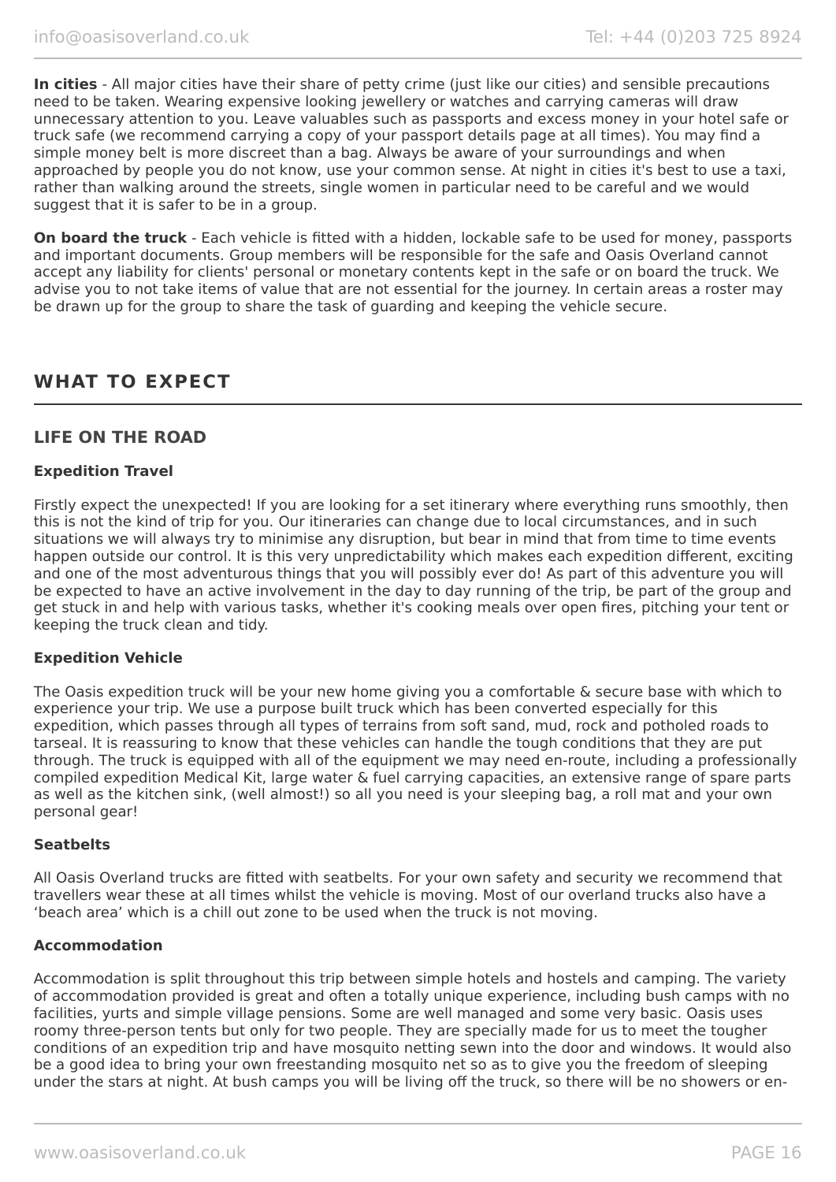**In cities** - All major cities have their share of petty crime (just like our cities) and sensible precautions need to be taken. Wearing expensive looking jewellery or watches and carrying cameras will draw unnecessary attention to you. Leave valuables such as passports and excess money in your hotel safe or truck safe (we recommend carrying a copy of your passport details page at all times). You may find a simple money belt is more discreet than a bag. Always be aware of your surroundings and when approached by people you do not know, use your common sense. At night in cities it's best to use a taxi, rather than walking around the streets, single women in particular need to be careful and we would suggest that it is safer to be in a group.

**On board the truck** - Each vehicle is fitted with a hidden, lockable safe to be used for money, passports and important documents. Group members will be responsible for the safe and Oasis Overland cannot accept any liability for clients' personal or monetary contents kept in the safe or on board the truck. We advise you to not take items of value that are not essential for the journey. In certain areas a roster may be drawn up for the group to share the task of guarding and keeping the vehicle secure.

# WHAT TO EXPECT

## LIFE ON THE ROAD

### Expedition Travel

Firstly expect the unexpected! If you are looking for a set itinerary where everything runs smoothly, then this is not the kind of trip for you. Our itineraries can change due to local circumstances, and in such situations we will always try to minimise any disruption, but bear in mind that from time to time events happen outside our control. It is this very unpredictability which makes each expedition different, exciting and one of the most adventurous things that you will possibly ever do! As part of this adventure you will be expected to have an active involvement in the day to day running of the trip, be part of the group and get stuck in and help with various tasks, whether it's cooking meals over open fires, pitching your tent or keeping the truck clean and tidy.

### Expedition Vehicle

The Oasis expedition truck will be your new home giving you a comfortable & secure base with which to experience your trip. We use a purpose built truck which has been converted especially for this expedition, which passes through all types of terrains from soft sand, mud, rock and potholed roads to tarseal. It is reassuring to know that these vehicles can handle the tough conditions that they are put through. The truck is equipped with all of the equipment we may need en-route, including a professionally compiled expedition Medical Kit, large water & fuel carrying capacities, an extensive range of spare parts as well as the kitchen sink, (well almost!) so all you need is your sleeping bag, a roll mat and your own personal gear!

### Seatbelts

All Oasis Overland trucks are fitted with seatbelts. For your own safety and security we recommend that travellers wear these at all times whilst the vehicle is moving. Most of our overland trucks also have a 'beach area' which is a chill out zone to be used when the truck is not moving.

### Accommodation

Accommodation is split throughout this trip between simple hotels and hostels and camping. The variety of accommodation provided is great and often a totally unique experience, including bush camps with no facilities, yurts and simple village pensions. Some are well managed and some very basic. Oasis uses roomy three-person tents but only for two people. They are specially made for us to meet the tougher conditions of an expedition trip and have mosquito netting sewn into the door and windows. It would also be a good idea to bring your own freestanding mosquito net so as to give you the freedom of sleeping under the stars at night. At bush camps you will be living off the truck, so there will be no showers or en-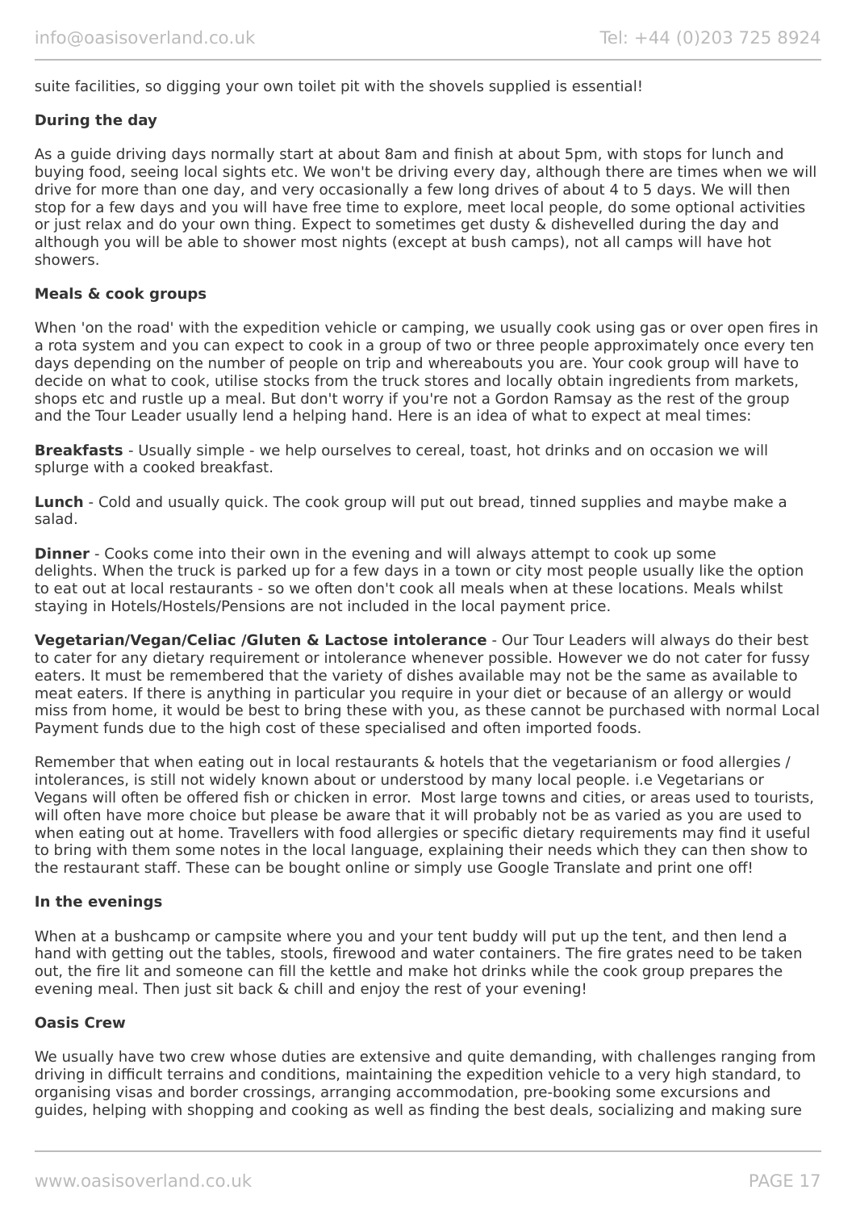suite facilities, so digging your own toilet pit with the shovels supplied is essential!

**During the day**

As a guide driving days normally start at about 8am and finish at about 5pm, with stops for lunch and buying food, seeing local sights etc. We won't be driving every day, although there are times when we will drive for more than one day, and very occasionally a few long drives of about 4 to 5 days. We will then stop for a few days and you will have free time to explore, meet local people, do some optional activities or just relax and do your own thing. Expect to sometimes get dusty & dishevelled during the day and although you will be able to shower most nights (except at bush camps), not all camps will have hot showers.

**Meals & cook groups**

When 'on the road' with the expedition vehicle or camping, we usually cook using gas or over open fires in a rota system and you can expect to cook in a group of two or three people approximately once every ten days depending on the number of people on trip and whereabouts you are. Your cook group will have to decide on what to cook, utilise stocks from the truck stores and locally obtain ingredients from markets, shops etc and rustle up a meal. But don't worry if you're not a Gordon Ramsay as the rest of the group and the Tour Leader usually lend a helping hand. Here is an idea of what to expect at meal times:

**Breakfasts** - Usually simple - we help ourselves to cereal, toast, hot drinks and on occasion we will splurge with a cooked breakfast.

**Lunch** - Cold and usually quick. The cook group will put out bread, tinned supplies and maybe make a salad.

**Dinner** - Cooks come into their own in the evening and will always attempt to cook up some delights. When the truck is parked up for a few days in a town or city most people usually like the option to eat out at local restaurants - so we often don't cook all meals when at these locations. Meals whilst staying in Hotels/Hostels/Pensions are not included in the local payment price.

**Vegetarian/Vegan/Celiac /Gluten & Lactose intolerance** - Our Tour Leaders will always do their best to cater for any dietary requirement or intolerance whenever possible. However we do not cater for fussy eaters. It must be remembered that the variety of dishes available may not be the same as available to meat eaters. If there is anything in particular you require in your diet or because of an allergy or would miss from home, it would be best to bring these with you, as these cannot be purchased with normal Local Payment funds due to the high cost of these specialised and often imported foods.

Remember that when eating out in local restaurants & hotels that the vegetarianism or food allergies / intolerances, is still not widely known about or understood by many local people. i.e Vegetarians or Vegans will often be offered fish or chicken in error. Most large towns and cities, or areas used to tourists, will often have more choice but please be aware that it will probably not be as varied as you are used to when eating out at home. Travellers with food allergies or specific dietary requirements may find it useful to bring with them some notes in the local language, explaining their needs which they can then show to the restaurant staff. These can be bought online or simply use Google Translate and print one off!

**In the evenings**

When at a bushcamp or campsite where you and your tent buddy will put up the tent, and then lend a hand with getting out the tables, stools, firewood and water containers. The fire grates need to be taken out, the fire lit and someone can fill the kettle and make hot drinks while the cook group prepares the evening meal. Then just sit back & chill and enjoy the rest of your evening!

**Oasis Crew**

We usually have two crew whose duties are extensive and quite demanding, with challenges ranging from driving in difficult terrains and conditions, maintaining the expedition vehicle to a very high standard, to organising visas and border crossings, arranging accommodation, pre-booking some excursions and guides, helping with shopping and cooking as well as finding the best deals, socializing and making sure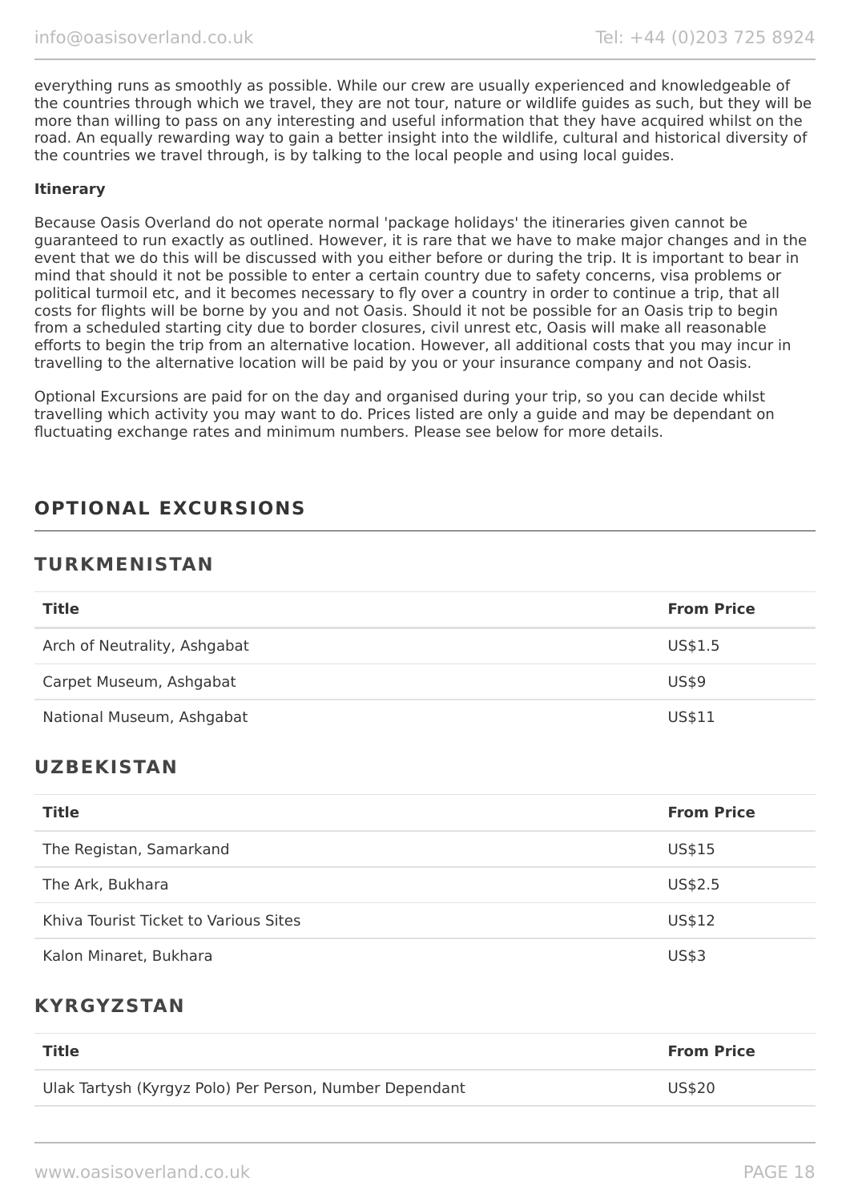everything runs as smoothly as possible. While our crew are usually experienced and knowledgeable of the countries through which we travel, they are not tour, nature or wildlife guides as such, but they will be more than willing to pass on any interesting and useful information that they have acquired whilst on the road. An equally rewarding way to gain a better insight into the wildlife, cultural and historical diversity of the countries we travel through, is by talking to the local people and using local guides.

**Itinerary**

Because Oasis Overland do not operate normal 'package holidays' the itineraries given cannot be guaranteed to run exactly as outlined. However, it is rare that we have to make major changes and in the event that we do this will be discussed with you either before or during the trip. It is important to bear in mind that should it not be possible to enter a certain country due to safety concerns, visa problems or political turmoil etc, and it becomes necessary to fly over a country in order to continue a trip, that all costs for flights will be borne by you and not Oasis. Should it not be possible for an Oasis trip to begin from a scheduled starting city due to border closures, civil unrest etc, Oasis will make all reasonable efforts to begin the trip from an alternative location. However, all additional costs that you may incur in travelling to the alternative location will be paid by you or your insurance company and not Oasis.

Optional Excursions are paid for on the day and organised during your trip, so you can decide whilst travelling which activity you may want to do. Prices listed are only a guide and may be dependant on fluctuating exchange rates and minimum numbers. Please see below for more details.

## OPTIONAL EXCURSIONS

### TURKMENISTAN

| Title | From Price |
| --- | --- |
| Arch of Neutrality, Ashgabat | US$1.5 |
| Carpet Museum, Ashgabat | US$9 |
| National Museum, Ashgabat | US$11 |

### UZBEKISTAN

| Title | From Price |
| --- | --- |
| The Registan, Samarkand | US$15 |
| The Ark, Bukhara | US$2.5 |
| Khiva Tourist Ticket to Various Sites | US$12 |
| Kalon Minaret, Bukhara | US$3 |

### KYRGYZSTAN

| Title | From Price |
| --- | --- |
| Ulak Tartysh (Kyrgyz Polo) Per Person, Number Dependant | US$20 |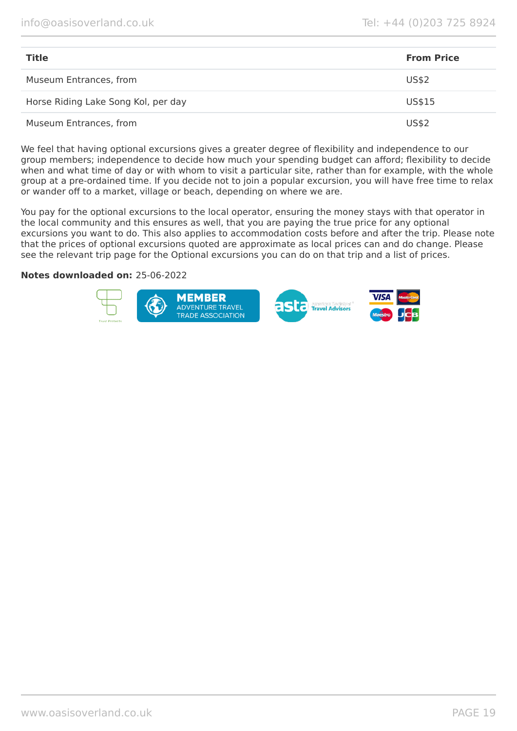| Title | From Price |
|---|---|
| Museum Entrances, from | US$2 |
| Horse Riding Lake Song Kol, per day | US$15 |
| Museum Entrances, from | US$2 |

We feel that having optional excursions gives a greater degree of flexibility and independence to our group members; independence to decide how much your spending budget can afford; flexibility to decide when and what time of day or with whom to visit a particular site, rather than for example, with the whole group at a pre-ordained time. If you decide not to join a popular excursion, you will have free time to relax or wander off to a market, village or beach, depending on where we are.

You pay for the optional excursions to the local operator, ensuring the money stays with that operator in the local community and this ensures as well, that you are paying the true price for any optional excursions you want to do. This also applies to accommodation costs before and after the trip. Please note that the prices of optional excursions quoted are approximate as local prices can and do change. Please see the relevant trip page for the Optional excursions you can do on that trip and a list of prices.

**Notes downloaded on:** 25-06-2022